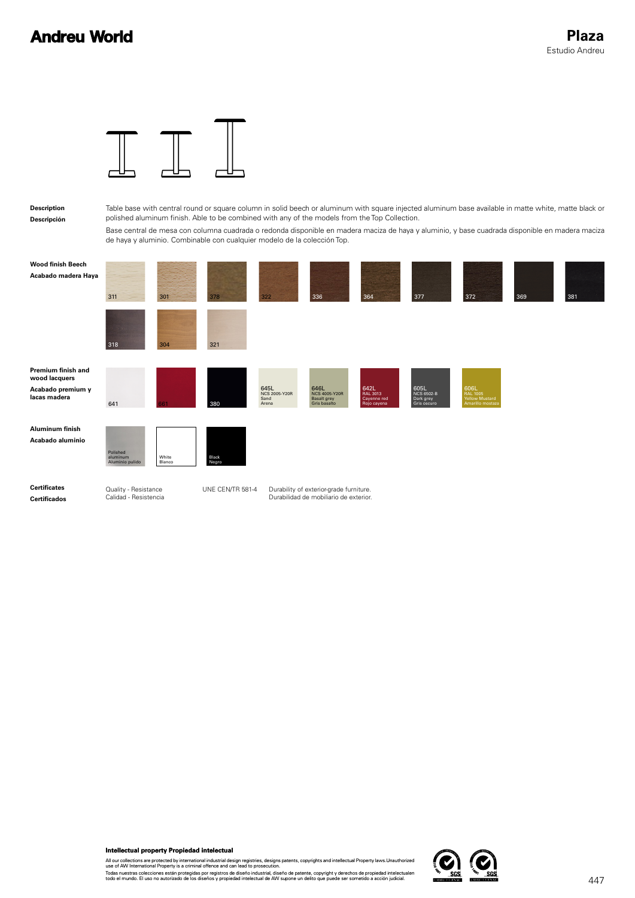# Andreu World

## Plaza

Estudio Andreu

**Description**
**Descripción**

Table base with central round or square column in solid beech or aluminum with square injected aluminum base available in matte white, matte black or polished aluminum finish. Able to be combined with any of the models from the Top Collection.

Base central de mesa con columna cuadrada o redonda disponible en madera maciza de haya y aluminio, y base cuadrada disponible en madera maciza de haya y aluminio. Combinable con cualquier modelo de la colección Top.

**Wood finish Beech**
**Acabado madera Haya**

311, 301, 378, 322, 336, 364, 377, 372, 369, 381

318, 304, 321

**Premium finish and wood lacquers**
**Acabado premium y lacas madera**

641, 661, 380

645L NCS 2005-Y20R Sand Arena

646L NCS 4005-Y20R Basalt grey Gris basalto

642L RAL 3013 Cayenne red Rojo cayena

605L NCS 6502-B Dark grey Gris oscuro

606L RAL 1005 Yellow Mustard Amarillo mostaza

**Aluminum finish**
**Acabado aluminio**

Polished aluminum Aluminio pulido

White Blanco

Black Negro

**Certificates**
**Certificados**

| | | |
|---|---|---|
| Quality - Resistance<br>Calidad - Resistencia | UNE CEN/TR 581-4 | Durability of exterior-grade furniture.<br>Durabilidad de mobiliario de exterior. |

**Intellectual property Propiedad intelectual**

All our collections are protected by international industrial design registries, designs patents, copyrights and intellectual Property laws.Unauthorized use of AW International Property is a criminal offence and can lead to prosecution.

Todas nuestras colecciones están protegidas por registros de diseño industrial, diseño de patente, copyright y derechos de propiedad intelectualen todo el mundo. El uso no autorizado de los diseños y propiedad intelectual de AW supone un delito que puede ser sometido a acción judicial.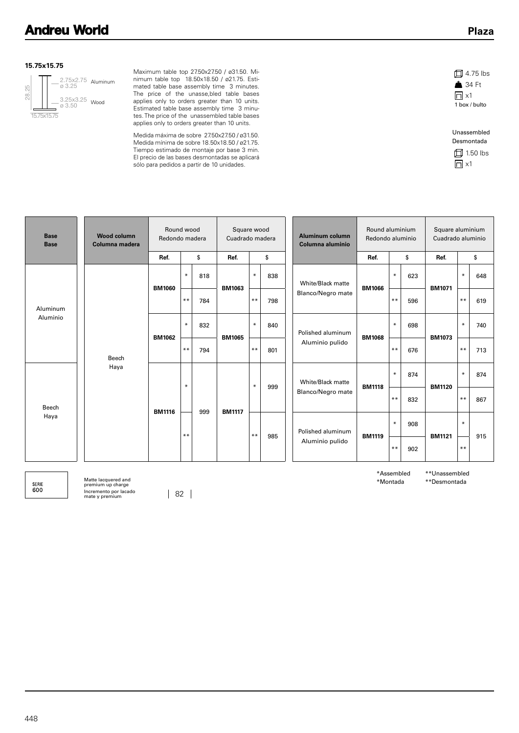### 15.75x15.75

28.25

2.75x2.75 / ø 3.25 Aluminum

3.25x3.25 / ø 3.50 Wood

15.75x15.75

Maximum table top 27.50x27.50 / ø31.50. Minimum table top 18.50x18.50 / ø21.75. Estimated table base assembly time 3 minutes. The price of the unasse,bled table bases applies only to orders greater than 10 units. Estimated table base assembly time 3 minutes. The price of the unassembled table bases applies only to orders greater than 10 units.

Medida máxima de sobre 27.50x27.50 / ø31.50. Medida mínima de sobre 18.50x18.50 / ø21.75. Tiempo estimado de montaje por base 3 min. El precio de las bases desmontadas se aplicará sólo para pedidos a partir de 10 unidades.

4.75 lbs
34 Ft
x1
1 box / bulto

Unassembled
Desmontada
1.50 lbs
x1

| Base Base | Wood column Columna madera | Round wood Redondo madera | | | Square wood Cuadrado madera | | | Aluminum column Columna aluminio | Round aluminium Redondo aluminio | | | Square aluminium Cuadrado aluminio | | |
|---|---|---|---|---|---|---|---|---|---|---|---|---|---|---|
| | | Ref. | | $ | Ref. | | $ | | Ref. | | $ | Ref. | | $ |
| Aluminum Aluminio | Beech Haya | BM1060 | * | 818 | BM1063 | * | 838 | White/Black matte Blanco/Negro mate | BM1066 | * | 623 | BM1071 | * | 648 |
| | | | ** | 784 | | ** | 798 | | | ** | 596 | | ** | 619 |
| | | BM1062 | * | 832 | BM1065 | * | 840 | Polished aluminum Aluminio pulido | BM1068 | * | 698 | BM1073 | * | 740 |
| | | | ** | 794 | | ** | 801 | | | ** | 676 | | ** | 713 |
| Beech Haya | | BM1116 | * | 999 | BM1117 | * | 999 | White/Black matte Blanco/Negro mate | BM1118 | * | 874 | BM1120 | * | 874 |
| | | | | | | | | | | ** | 832 | | ** | 867 |
| | | | ** | | | ** | 985 | Polished aluminum Aluminio pulido | BM1119 | * | 908 | BM1121 | * | 915 |
| | | | | | | | | | | ** | 902 | | ** | |

*Assembled
*Montada

**Unassembled
**Desmontada

SERIE 600

Matte lacquered and premium up charge
Incremento por lacado mate y premium

82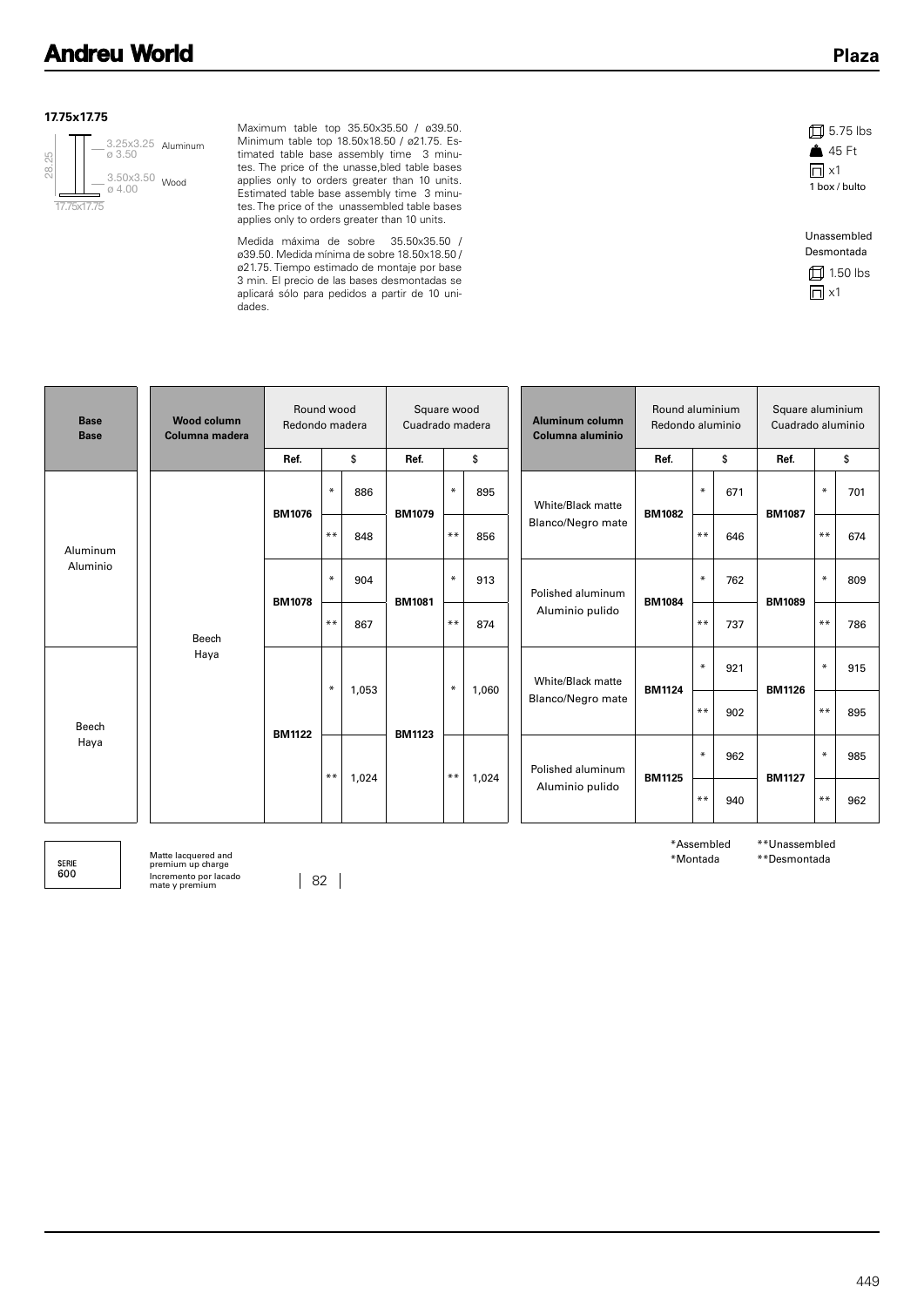**17.75x17.75**

28.25 — 3.25x3.25 ø 3.50 Aluminum — 3.50x3.50 ø 4.00 Wood — 17.75x17.75

Maximum table top 35.50x35.50 / ø39.50. Minimum table top 18.50x18.50 / ø21.75. Estimated table base assembly time 3 minutes. The price of the unasse,bled table bases applies only to orders greater than 10 units. Estimated table base assembly time 3 minutes. The price of the unassembled table bases applies only to orders greater than 10 units.

Medida máxima de sobre 35.50x35.50 / ø39.50. Medida mínima de sobre 18.50x18.50 / ø21.75. Tiempo estimado de montaje por base 3 min. El precio de las bases desmontadas se aplicará sólo para pedidos a partir de 10 unidades.

5.75 lbs
45 Ft
x1
1 box / bulto

Unassembled
Desmontada
1.50 lbs
x1

| Base<br>Base | Wood column<br>Columna madera | Round wood<br>Redondo madera | | | Square wood<br>Cuadrado madera | | | Aluminum column<br>Columna aluminio | Round aluminium<br>Redondo aluminio | | | Square aluminium<br>Cuadrado aluminio | | |
|---|---|---|---|---|---|---|---|---|---|---|---|---|---|---|
| | | Ref. | | $ | Ref. | | $ | | Ref. | | $ | Ref. | | $ |
| Aluminum<br>Aluminio | Beech<br>Haya | BM1076 | * | 886 | BM1079 | * | 895 | White/Black matte<br>Blanco/Negro mate | BM1082 | * | 671 | BM1087 | * | 701 |
| | | | ** | 848 | | ** | 856 | | | ** | 646 | | ** | 674 |
| | | BM1078 | * | 904 | BM1081 | * | 913 | Polished aluminum<br>Aluminio pulido | BM1084 | * | 762 | BM1089 | * | 809 |
| | | | ** | 867 | | ** | 874 | | | ** | 737 | | ** | 786 |
| Beech<br>Haya | | BM1122 | * | 1,053 | BM1123 | * | 1,060 | White/Black matte<br>Blanco/Negro mate | BM1124 | * | 921 | BM1126 | * | 915 |
| | | | | | | | | | | ** | 902 | | ** | 895 |
| | | | ** | 1,024 | | ** | 1,024 | Polished aluminum<br>Aluminio pulido | BM1125 | * | 962 | BM1127 | * | 985 |
| | | | | | | | | | | ** | 940 | | ** | 962 |

SERIE 600

Matte lacquered and premium up charge
Incremento por lacado mate y premium

82

*Assembled
*Montada

**Unassembled
**Desmontada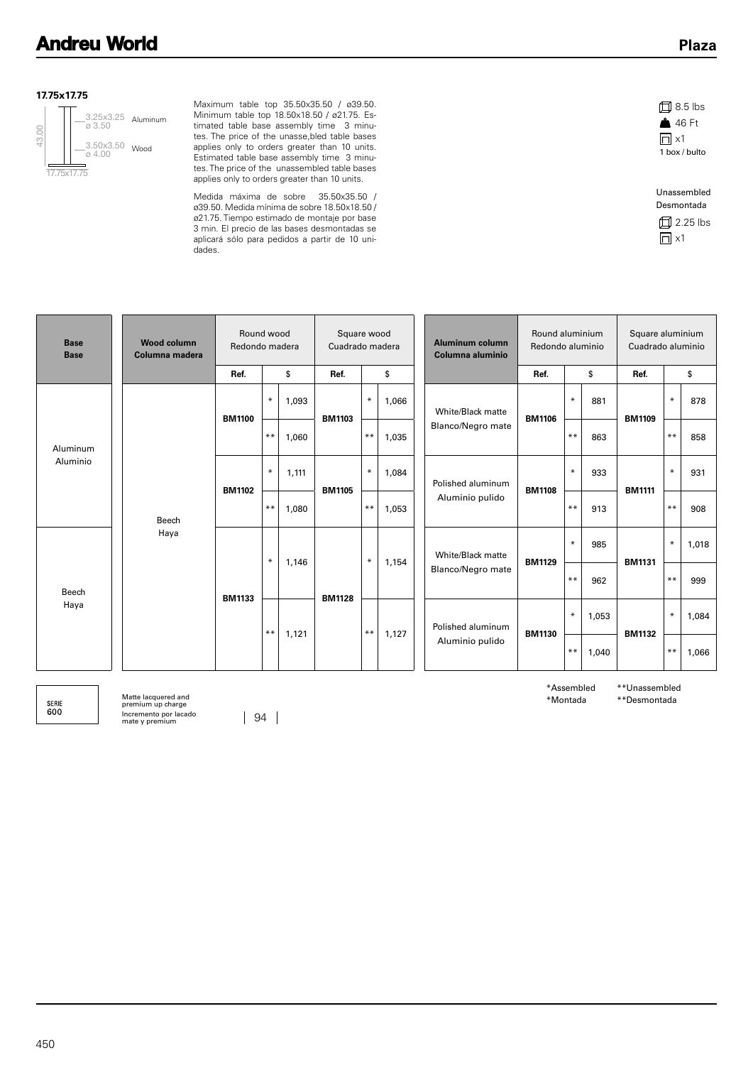**17.75x17.75**

43.00

3.25x3.25 ø 3.50 Aluminum

3.50x3.50 ø 4.00 Wood

17.75x17.75

Maximum table top 35.50x35.50 / ø39.50. Minimum table top 18.50x18.50 / ø21.75. Estimated table base assembly time 3 minutes. The price of the unasse,bled table bases applies only to orders greater than 10 units. Estimated table base assembly time 3 minutes. The price of the unassembled table bases applies only to orders greater than 10 units.

Medida máxima de sobre 35.50x35.50 / ø39.50. Medida mínima de sobre 18.50x18.50 / ø21.75. Tiempo estimado de montaje por base 3 min. El precio de las bases desmontadas se aplicará sólo para pedidos a partir de 10 unidades.

8.5 lbs
46 Ft
x1
1 box / bulto

Unassembled
Desmontada
2.25 lbs
x1

| Base<br>Base | Wood column<br>Columna madera | Round wood<br>Redondo madera | | | Square wood<br>Cuadrado madera | | |
|---|---|---|---|---|---|---|---|
| | | Ref. | | $ | Ref. | | $ |
| Aluminum<br>Aluminio | Beech<br>Haya | BM1100 | * | 1,093 | BM1103 | * | 1,066 |
| | | | ** | 1,060 | | ** | 1,035 |
| | | BM1102 | * | 1,111 | BM1105 | * | 1,084 |
| | | | ** | 1,080 | | ** | 1,053 |
| Beech<br>Haya | | BM1133 | * | 1,146 | BM1128 | * | 1,154 |
| | | | ** | 1,121 | | ** | 1,127 |

| Aluminum column<br>Columna aluminio | Round aluminium<br>Redondo aluminio | | | Square aluminium<br>Cuadrado aluminio | | |
|---|---|---|---|---|---|---|
| | Ref. | | $ | Ref. | | $ |
| White/Black matte<br>Blanco/Negro mate | BM1106 | * | 881 | BM1109 | * | 878 |
| | | ** | 863 | | ** | 858 |
| Polished aluminum<br>Aluminio pulido | BM1108 | * | 933 | BM1111 | * | 931 |
| | | ** | 913 | | ** | 908 |
| White/Black matte<br>Blanco/Negro mate | BM1129 | * | 985 | BM1131 | * | 1,018 |
| | | ** | 962 | | ** | 999 |
| Polished aluminum<br>Aluminio pulido | BM1130 | * | 1,053 | BM1132 | * | 1,084 |
| | | ** | 1,040 | | ** | 1,066 |

SERIE 600

Matte lacquered and premium up charge
Incremento por lacado mate y premium

94

*Assembled
*Montada

**Unassembled
**Desmontada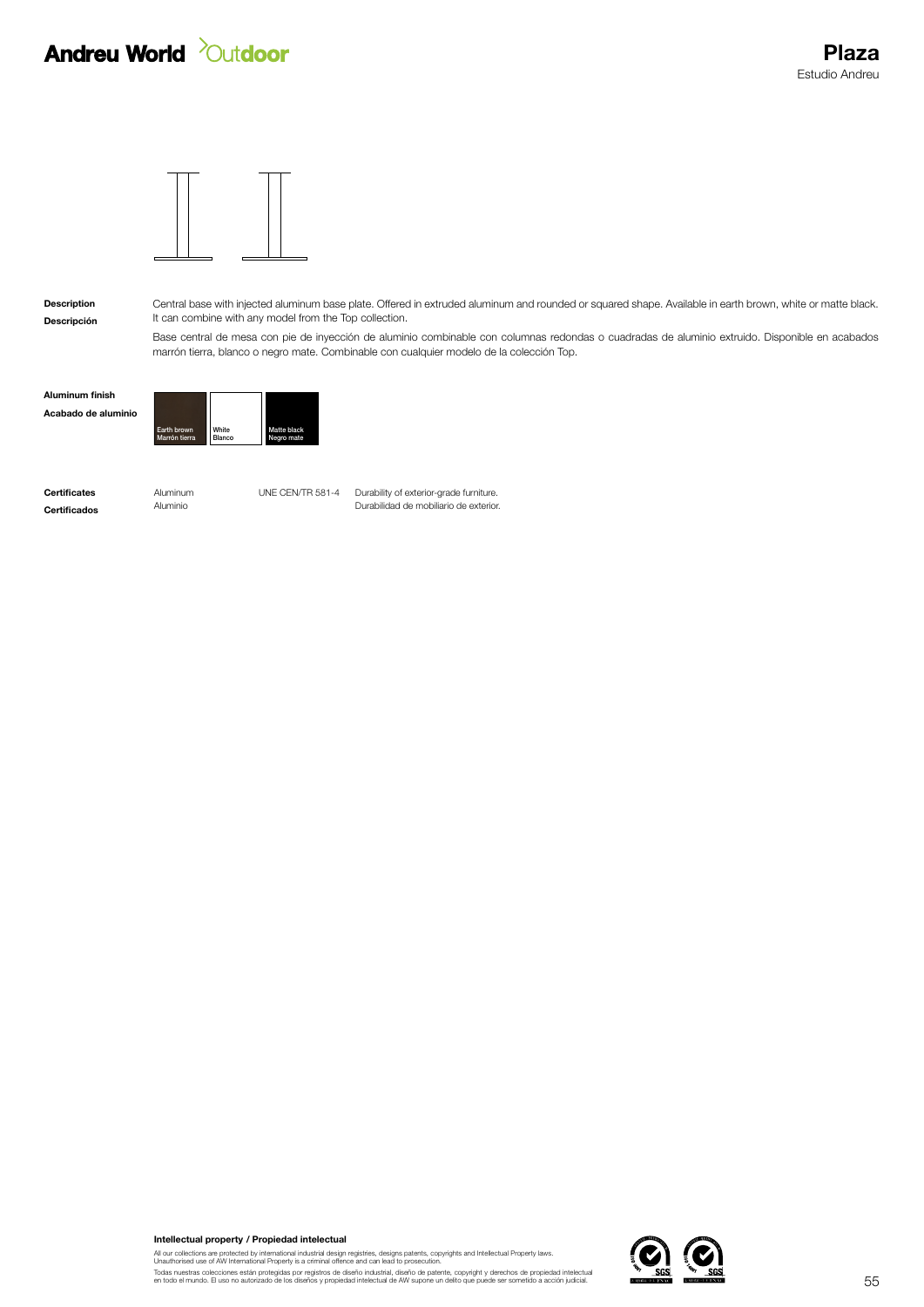# Plaza

Estudio Andreu

**Description**
**Descripción**

Central base with injected aluminum base plate. Offered in extruded aluminum and rounded or squared shape. Available in earth brown, white or matte black. It can combine with any model from the Top collection.

Base central de mesa con pie de inyección de aluminio combinable con columnas redondas o cuadradas de aluminio extruido. Disponible en acabados marrón tierra, blanco o negro mate. Combinable con cualquier modelo de la colección Top.

**Aluminum finish**
**Acabado de aluminio**

| Earth brown / Marrón tierra | White / Blanco | Matte black / Negro mate |
|---|---|---|

**Certificates**
**Certificados**

| Aluminum / Aluminio | UNE CEN/TR 581-4 | Durability of exterior-grade furniture. / Durabilidad de mobiliario de exterior. |
|---|---|---|

**Intellectual property / Propiedad intelectual**

All our collections are protected by international industrial design registries, designs patents, copyrights and Intellectual Property laws. Unauthorised use of AW International Property is a criminal offence and can lead to prosecution.

Todas nuestras colecciones están protegidas por registros de diseño industrial, diseño de patente, copyright y derechos de propiedad intelectual en todo el mundo. El uso no autorizado de los diseños y propiedad intelectual de AW supone un delito que puede ser sometido a acción judicial.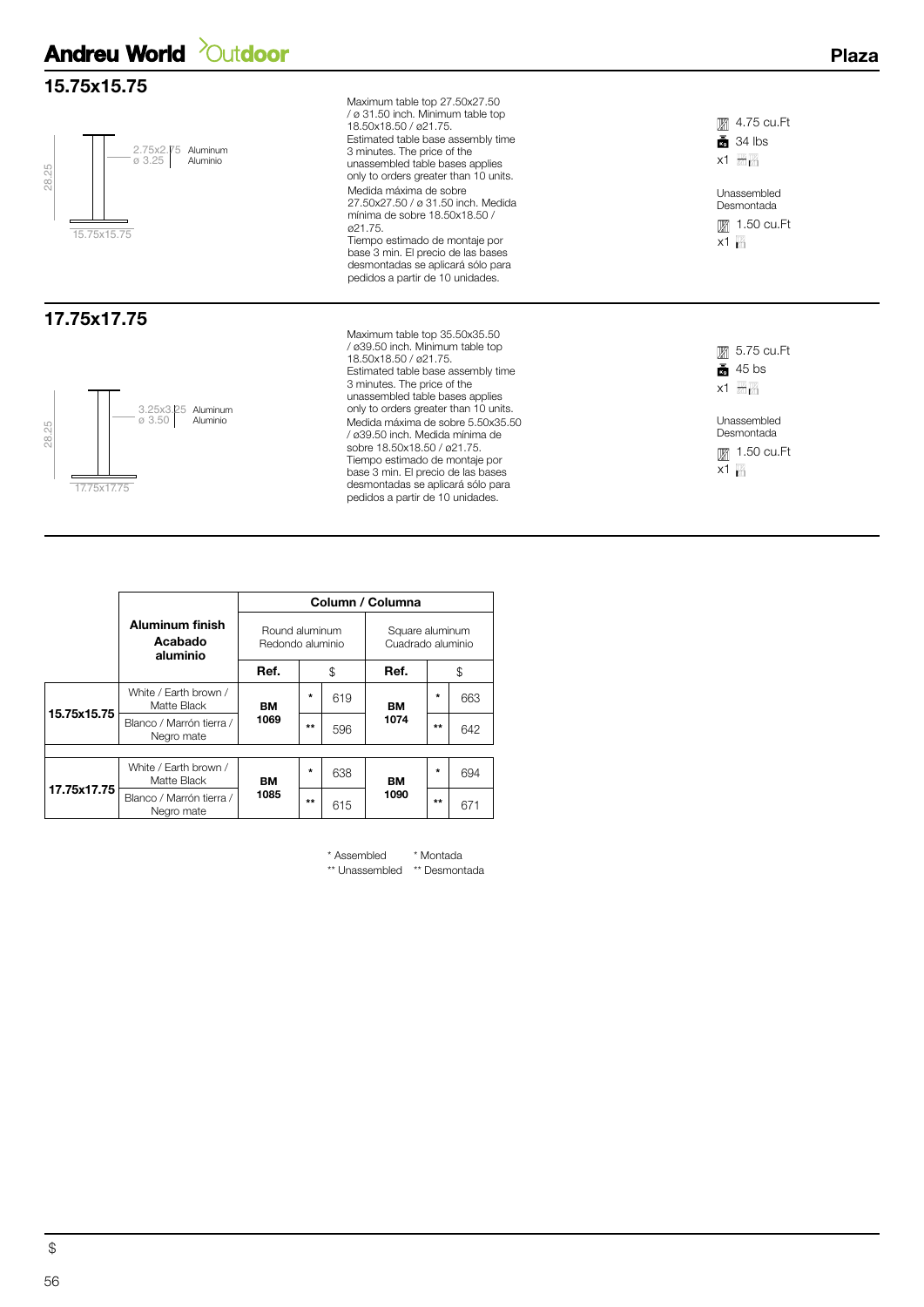## 15.75x15.75

28.25

2.75x2.75 ø 3.25 — Aluminum / Aluminio

15.75x15.75

Maximum table top 27.50x27.50 / ø 31.50 inch. Minimum table top 18.50x18.50 / ø21.75.
Estimated table base assembly time 3 minutes. The price of the unassembled table bases applies only to orders greater than 10 units.
Medida máxima de sobre 27.50x27.50 / ø 31.50 inch. Medida mínima de sobre 18.50x18.50 / ø21.75.
Tiempo estimado de montaje por base 3 min. El precio de las bases desmontadas se aplicará sólo para pedidos a partir de 10 unidades.

4.75 cu.Ft
34 lbs
x1

Unassembled
Desmontada
1.50 cu.Ft
x1

## 17.75x17.75

28.25

3.25x3.25 ø 3.50 — Aluminum / Aluminio

17.75x17.75

Maximum table top 35.50x35.50 / ø39.50 inch. Minimum table top 18.50x18.50 / ø21.75.
Estimated table base assembly time 3 minutes. The price of the unassembled table bases applies only to orders greater than 10 units.
Medida máxima de sobre 5.50x35.50 / ø39.50 inch. Medida mínima de sobre 18.50x18.50 / ø21.75.
Tiempo estimado de montaje por base 3 min. El precio de las bases desmontadas se aplicará sólo para pedidos a partir de 10 unidades.

5.75 cu.Ft
45 bs
x1

Unassembled
Desmontada
1.50 cu.Ft
x1

| | Aluminum finish / Acabado aluminio | Column / Columna | | | | | |
|---|---|---|---|---|---|---|---|
| | | Round aluminum / Redondo aluminio | | | Square aluminum / Cuadrado aluminio | | |
| | | Ref. | | $ | Ref. | | $ |
| 15.75x15.75 | White / Earth brown / Matte Black | BM 1069 | * | 619 | BM 1074 | * | 663 |
| | Blanco / Marrón tierra / Negro mate | | ** | 596 | | ** | 642 |
| 17.75x17.75 | White / Earth brown / Matte Black | BM 1085 | * | 638 | BM 1090 | * | 694 |
| | Blanco / Marrón tierra / Negro mate | | ** | 615 | | ** | 671 |

* Assembled * Montada
** Unassembled ** Desmontada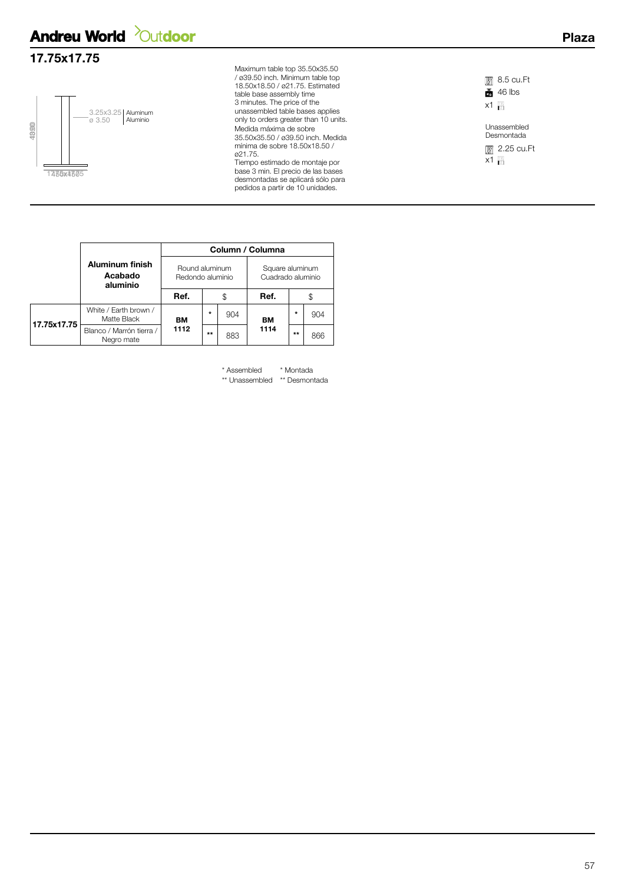## 17.75x17.75

3.25x3.25 | Aluminum Aluminio
ø 3.50

Maximum table top 35.50x35.50 / ø39.50 inch. Minimum table top 18.50x18.50 / ø21.75. Estimated table base assembly time 3 minutes. The price of the unassembled table bases applies only to orders greater than 10 units.
Medida máxima de sobre 35.50x35.50 / ø39.50 inch. Medida mínima de sobre 18.50x18.50 / ø21.75.
Tiempo estimado de montaje por base 3 min. El precio de las bases desmontadas se aplicará sólo para pedidos a partir de 10 unidades.

8.5 cu.Ft
46 lbs
x1

Unassembled
Desmontada
2.25 cu.Ft
x1

| | Aluminum finish Acabado aluminio | Column / Columna | | | | | |
|---|---|---|---|---|---|---|---|
| | | Round aluminum Redondo aluminio | | | Square aluminum Cuadrado aluminio | | |
| | | Ref. | | $ | Ref. | | $ |
| 17.75x17.75 | White / Earth brown / Matte Black | BM 1112 | * | 904 | BM 1114 | * | 904 |
| | Blanco / Marrón tierra / Negro mate | | ** | 883 | | ** | 866 |

\* Assembled · \* Montada
\*\* Unassembled · \*\* Desmontada